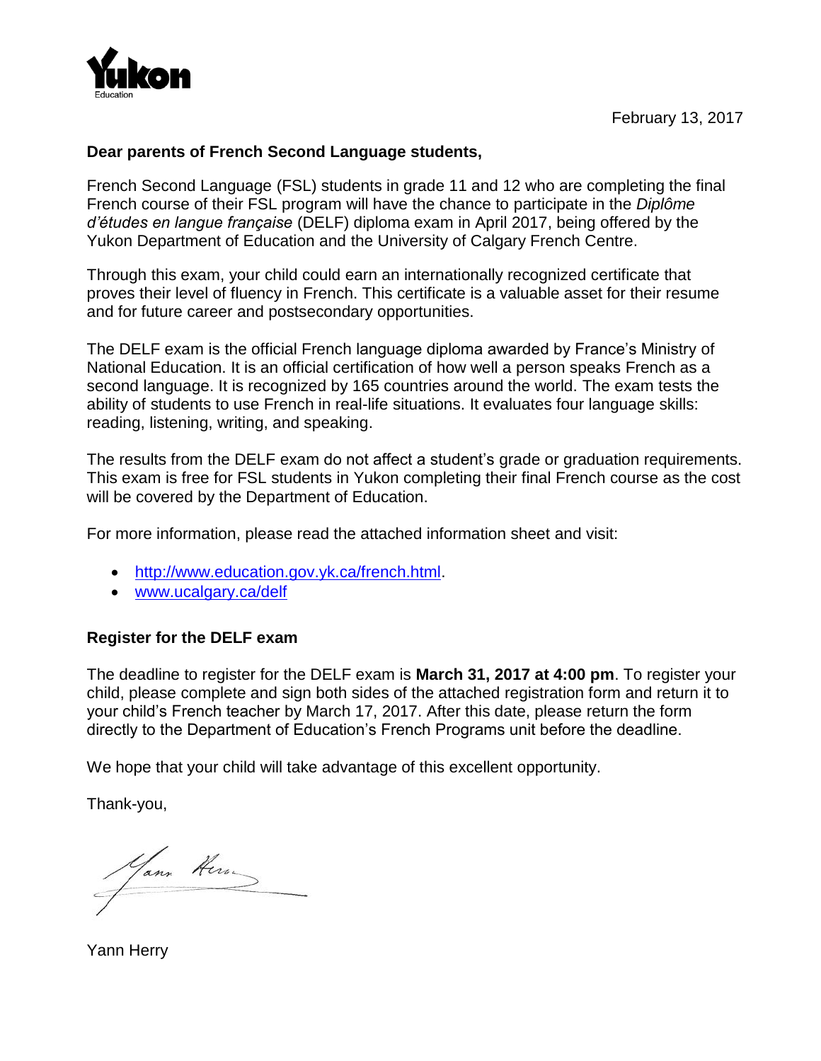Yukon Education

February 13, 2017

**Dear parents of French Second Language students,**

French Second Language (FSL) students in grade 11 and 12 who are completing the final French course of their FSL program will have the chance to participate in the *Diplôme d'études en langue française* (DELF) diploma exam in April 2017, being offered by the Yukon Department of Education and the University of Calgary French Centre.

Through this exam, your child could earn an internationally recognized certificate that proves their level of fluency in French. This certificate is a valuable asset for their resume and for future career and postsecondary opportunities.

The DELF exam is the official French language diploma awarded by France's Ministry of National Education. It is an official certification of how well a person speaks French as a second language. It is recognized by 165 countries around the world. The exam tests the ability of students to use French in real-life situations. It evaluates four language skills: reading, listening, writing, and speaking.

The results from the DELF exam do not affect a student's grade or graduation requirements. This exam is free for FSL students in Yukon completing their final French course as the cost will be covered by the Department of Education.

For more information, please read the attached information sheet and visit:

- http://www.education.gov.yk.ca/french.html.
- www.ucalgary.ca/delf

**Register for the DELF exam**

The deadline to register for the DELF exam is **March 31, 2017 at 4:00 pm**. To register your child, please complete and sign both sides of the attached registration form and return it to your child's French teacher by March 17, 2017. After this date, please return the form directly to the Department of Education's French Programs unit before the deadline.

We hope that your child will take advantage of this excellent opportunity.

Thank-you,

Yann Herry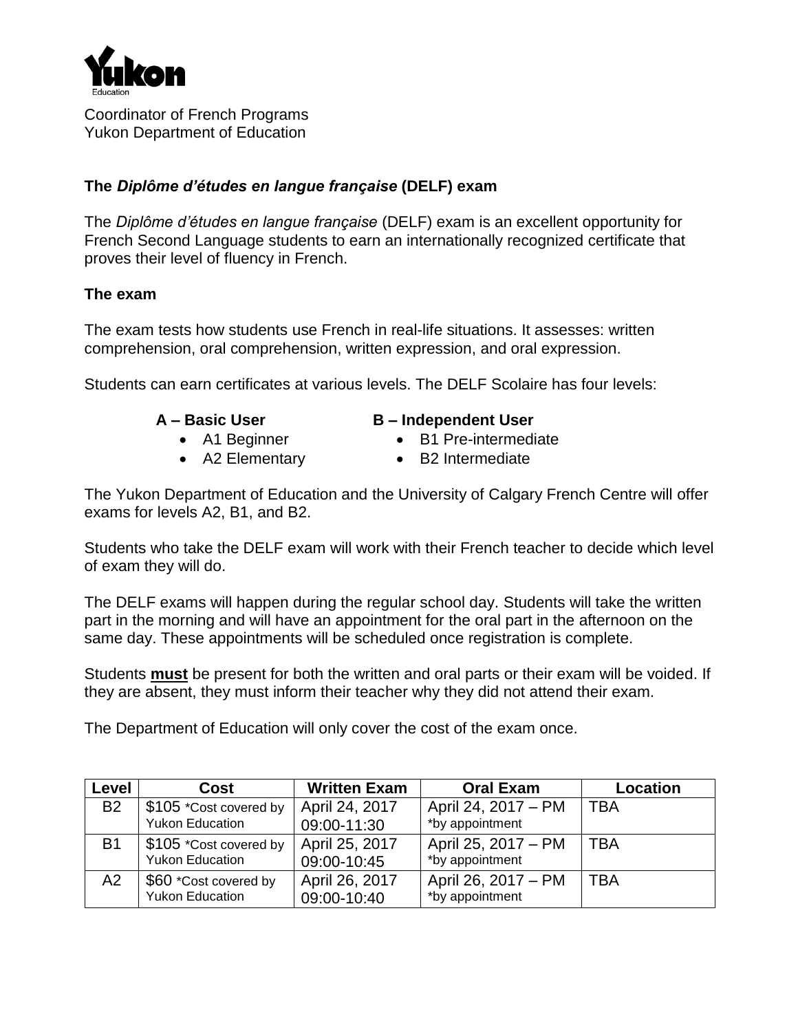Coordinator of French Programs
Yukon Department of Education

## The *Diplôme d'études en langue française* (DELF) exam

The *Diplôme d'études en langue française* (DELF) exam is an excellent opportunity for French Second Language students to earn an internationally recognized certificate that proves their level of fluency in French.

### The exam

The exam tests how students use French in real-life situations. It assesses: written comprehension, oral comprehension, written expression, and oral expression.

Students can earn certificates at various levels. The DELF Scolaire has four levels:

**A – Basic User**
- A1 Beginner
- A2 Elementary

**B – Independent User**
- B1 Pre-intermediate
- B2 Intermediate

The Yukon Department of Education and the University of Calgary French Centre will offer exams for levels A2, B1, and B2.

Students who take the DELF exam will work with their French teacher to decide which level of exam they will do.

The DELF exams will happen during the regular school day. Students will take the written part in the morning and will have an appointment for the oral part in the afternoon on the same day. These appointments will be scheduled once registration is complete.

Students **must** be present for both the written and oral parts or their exam will be voided. If they are absent, they must inform their teacher why they did not attend their exam.

The Department of Education will only cover the cost of the exam once.

| Level | Cost | Written Exam | Oral Exam | Location |
|---|---|---|---|---|
| B2 | $105 *Cost covered by Yukon Education | April 24, 2017 09:00-11:30 | April 24, 2017 – PM *by appointment | TBA |
| B1 | $105 *Cost covered by Yukon Education | April 25, 2017 09:00-10:45 | April 25, 2017 – PM *by appointment | TBA |
| A2 | $60 *Cost covered by Yukon Education | April 26, 2017 09:00-10:40 | April 26, 2017 – PM *by appointment | TBA |